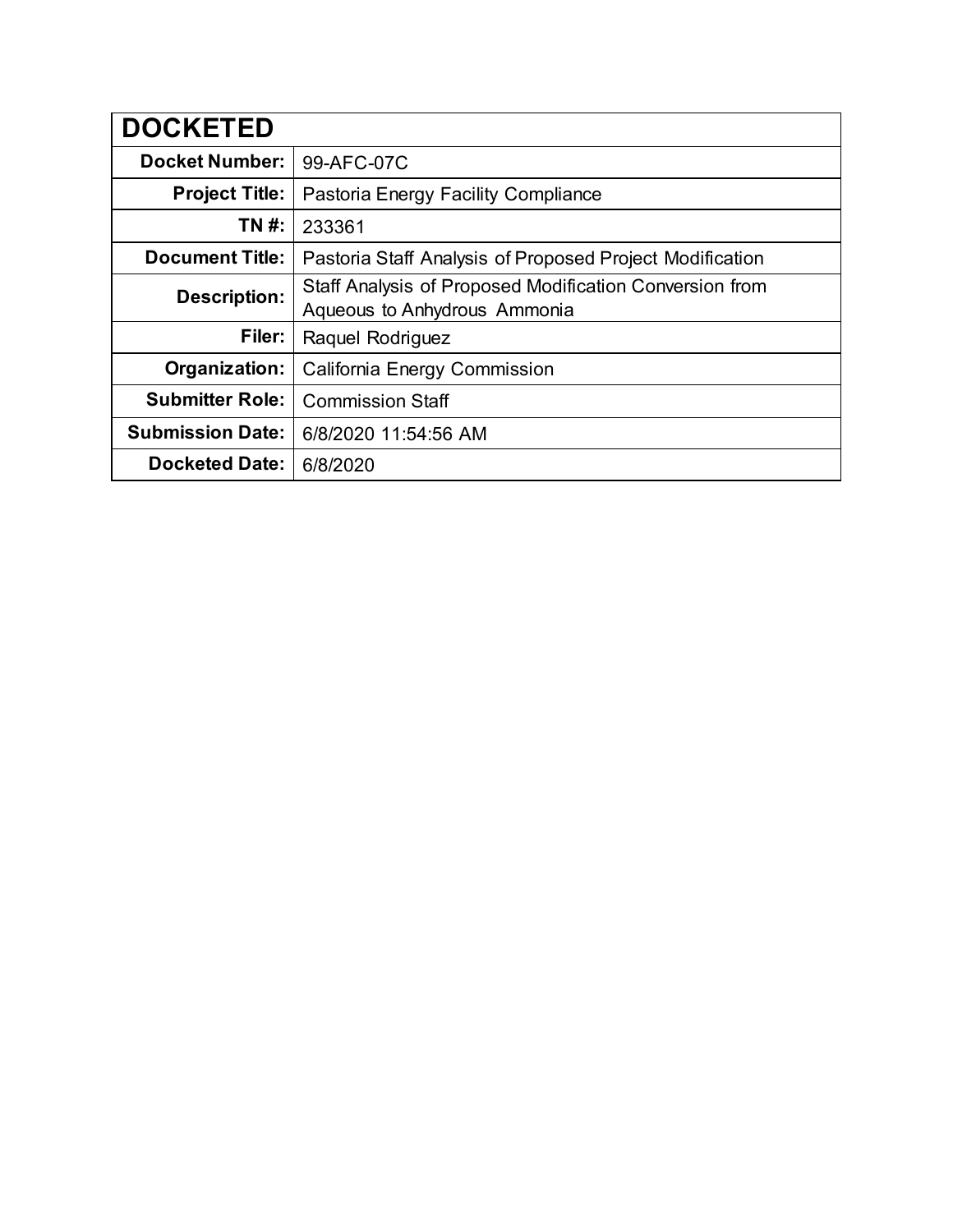| DOCKETED | |
|---|---|
| **Docket Number:** | 99-AFC-07C |
| **Project Title:** | Pastoria Energy Facility Compliance |
| **TN #:** | 233361 |
| **Document Title:** | Pastoria Staff Analysis of Proposed Project Modification |
| **Description:** | Staff Analysis of Proposed Modification Conversion from Aqueous to Anhydrous Ammonia |
| **Filer:** | Raquel Rodriguez |
| **Organization:** | California Energy Commission |
| **Submitter Role:** | Commission Staff |
| **Submission Date:** | 6/8/2020 11:54:56 AM |
| **Docketed Date:** | 6/8/2020 |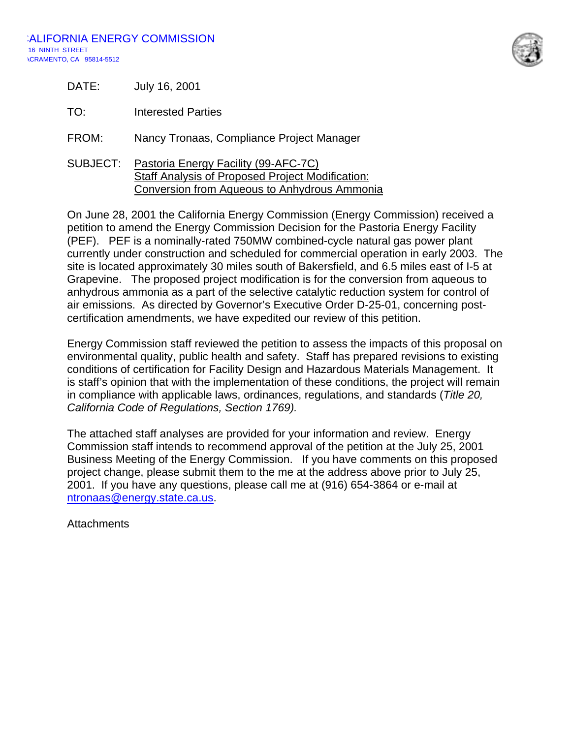:ALIFORNIA ENERGY COMMISSION
16 NINTH STREET
\CRAMENTO, CA 95814-5512

DATE: July 16, 2001

TO: Interested Parties

FROM: Nancy Tronaas, Compliance Project Manager

SUBJECT: Pastoria Energy Facility (99-AFC-7C)
Staff Analysis of Proposed Project Modification:
Conversion from Aqueous to Anhydrous Ammonia

On June 28, 2001 the California Energy Commission (Energy Commission) received a petition to amend the Energy Commission Decision for the Pastoria Energy Facility (PEF). PEF is a nominally-rated 750MW combined-cycle natural gas power plant currently under construction and scheduled for commercial operation in early 2003. The site is located approximately 30 miles south of Bakersfield, and 6.5 miles east of I-5 at Grapevine. The proposed project modification is for the conversion from aqueous to anhydrous ammonia as a part of the selective catalytic reduction system for control of air emissions. As directed by Governor's Executive Order D-25-01, concerning post-certification amendments, we have expedited our review of this petition.

Energy Commission staff reviewed the petition to assess the impacts of this proposal on environmental quality, public health and safety. Staff has prepared revisions to existing conditions of certification for Facility Design and Hazardous Materials Management. It is staff's opinion that with the implementation of these conditions, the project will remain in compliance with applicable laws, ordinances, regulations, and standards (*Title 20, California Code of Regulations, Section 1769).*

The attached staff analyses are provided for your information and review. Energy Commission staff intends to recommend approval of the petition at the July 25, 2001 Business Meeting of the Energy Commission. If you have comments on this proposed project change, please submit them to the me at the address above prior to July 25, 2001. If you have any questions, please call me at (916) 654-3864 or e-mail at ntronaas@energy.state.ca.us.

Attachments